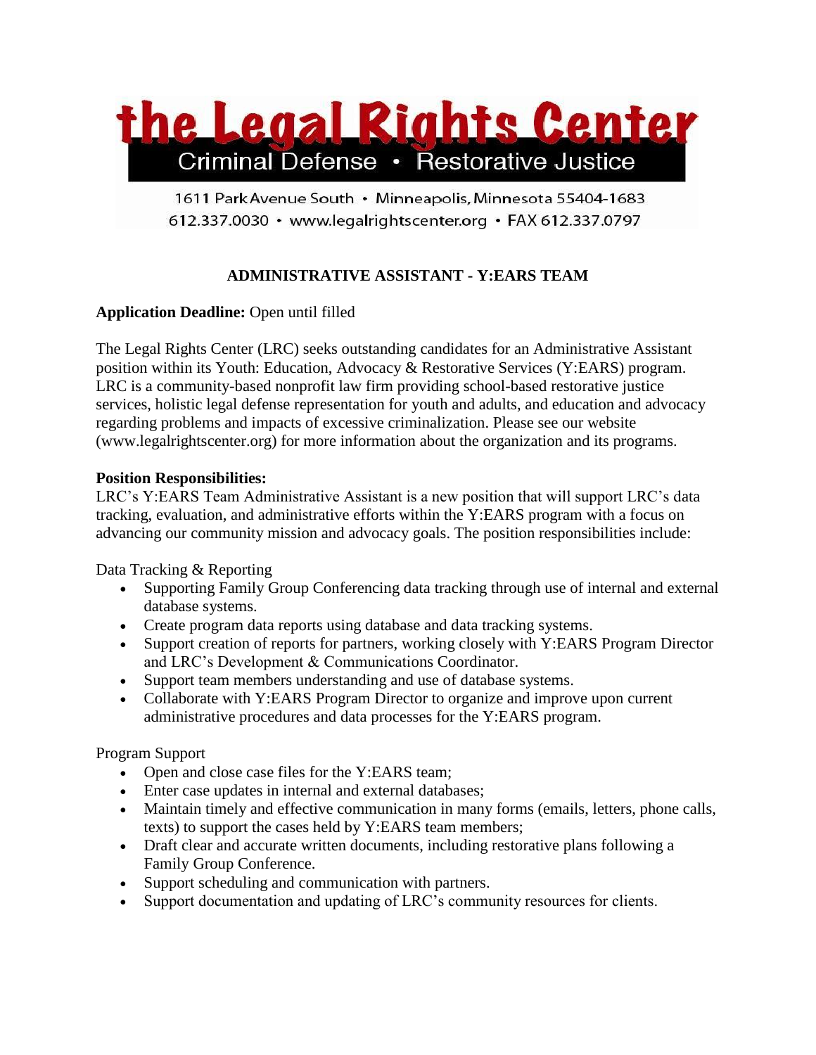# the Legal Rights Center

Criminal Defense • Restorative Justice

1611 Park Avenue South • Minneapolis, Minnesota 55404-1683
612.337.0030 • www.legalrightscenter.org • FAX 612.337.0797

## ADMINISTRATIVE ASSISTANT - Y:EARS TEAM

**Application Deadline:** Open until filled

The Legal Rights Center (LRC) seeks outstanding candidates for an Administrative Assistant position within its Youth: Education, Advocacy & Restorative Services (Y:EARS) program. LRC is a community-based nonprofit law firm providing school-based restorative justice services, holistic legal defense representation for youth and adults, and education and advocacy regarding problems and impacts of excessive criminalization. Please see our website (www.legalrightscenter.org) for more information about the organization and its programs.

**Position Responsibilities:**
LRC's Y:EARS Team Administrative Assistant is a new position that will support LRC's data tracking, evaluation, and administrative efforts within the Y:EARS program with a focus on advancing our community mission and advocacy goals. The position responsibilities include:

Data Tracking & Reporting

- Supporting Family Group Conferencing data tracking through use of internal and external database systems.
- Create program data reports using database and data tracking systems.
- Support creation of reports for partners, working closely with Y:EARS Program Director and LRC's Development & Communications Coordinator.
- Support team members understanding and use of database systems.
- Collaborate with Y:EARS Program Director to organize and improve upon current administrative procedures and data processes for the Y:EARS program.

Program Support

- Open and close case files for the Y:EARS team;
- Enter case updates in internal and external databases;
- Maintain timely and effective communication in many forms (emails, letters, phone calls, texts) to support the cases held by Y:EARS team members;
- Draft clear and accurate written documents, including restorative plans following a Family Group Conference.
- Support scheduling and communication with partners.
- Support documentation and updating of LRC's community resources for clients.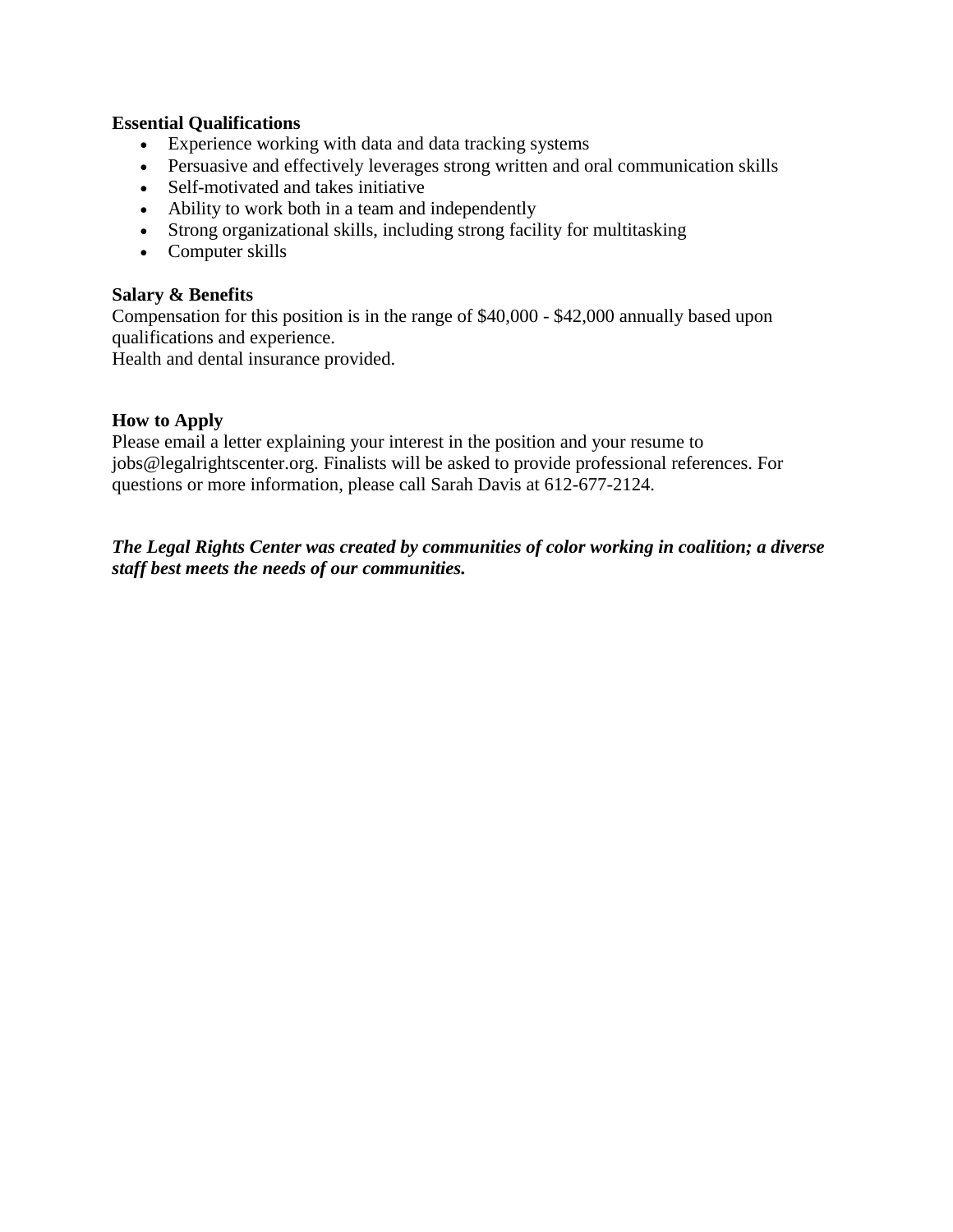**Essential Qualifications**

- Experience working with data and data tracking systems
- Persuasive and effectively leverages strong written and oral communication skills
- Self-motivated and takes initiative
- Ability to work both in a team and independently
- Strong organizational skills, including strong facility for multitasking
- Computer skills

**Salary & Benefits**

Compensation for this position is in the range of $40,000 - $42,000 annually based upon qualifications and experience.
Health and dental insurance provided.

**How to Apply**

Please email a letter explaining your interest in the position and your resume to jobs@legalrightscenter.org. Finalists will be asked to provide professional references. For questions or more information, please call Sarah Davis at 612-677-2124.

***The Legal Rights Center was created by communities of color working in coalition; a diverse staff best meets the needs of our communities.***